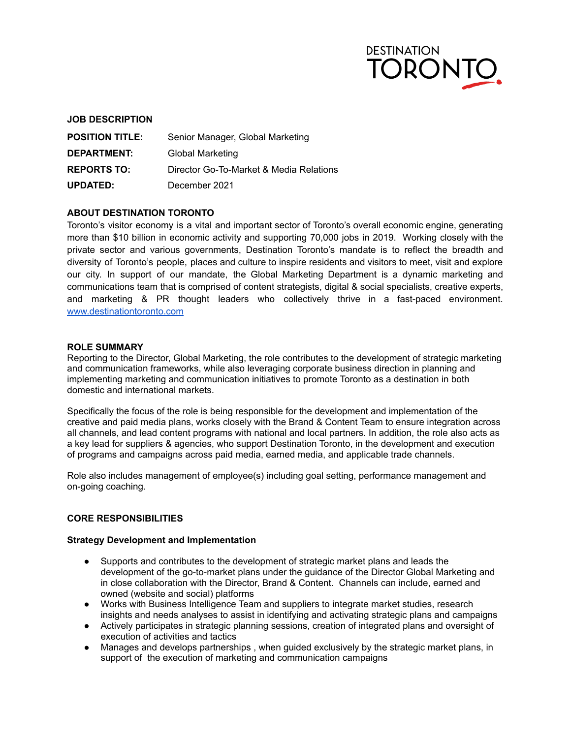DESTINATION TORONTO

**JOB DESCRIPTION**

| | |
|---|---|
| **POSITION TITLE:** | Senior Manager, Global Marketing |
| **DEPARTMENT:** | Global Marketing |
| **REPORTS TO:** | Director Go-To-Market & Media Relations |
| **UPDATED:** | December 2021 |

## ABOUT DESTINATION TORONTO

Toronto's visitor economy is a vital and important sector of Toronto's overall economic engine, generating more than $10 billion in economic activity and supporting 70,000 jobs in 2019. Working closely with the private sector and various governments, Destination Toronto's mandate is to reflect the breadth and diversity of Toronto's people, places and culture to inspire residents and visitors to meet, visit and explore our city. In support of our mandate, the Global Marketing Department is a dynamic marketing and communications team that is comprised of content strategists, digital & social specialists, creative experts, and marketing & PR thought leaders who collectively thrive in a fast-paced environment. [www.destinationtoronto.com](www.destinationtoronto.com)

## ROLE SUMMARY

Reporting to the Director, Global Marketing, the role contributes to the development of strategic marketing and communication frameworks, while also leveraging corporate business direction in planning and implementing marketing and communication initiatives to promote Toronto as a destination in both domestic and international markets.

Specifically the focus of the role is being responsible for the development and implementation of the creative and paid media plans, works closely with the Brand & Content Team to ensure integration across all channels, and lead content programs with national and local partners. In addition, the role also acts as a key lead for suppliers & agencies, who support Destination Toronto, in the development and execution of programs and campaigns across paid media, earned media, and applicable trade channels.

Role also includes management of employee(s) including goal setting, performance management and on-going coaching.

## CORE RESPONSIBILITIES

### Strategy Development and Implementation

- Supports and contributes to the development of strategic market plans and leads the development of the go-to-market plans under the guidance of the Director Global Marketing and in close collaboration with the Director, Brand & Content. Channels can include, earned and owned (website and social) platforms
- Works with Business Intelligence Team and suppliers to integrate market studies, research insights and needs analyses to assist in identifying and activating strategic plans and campaigns
- Actively participates in strategic planning sessions, creation of integrated plans and oversight of execution of activities and tactics
- Manages and develops partnerships , when guided exclusively by the strategic market plans, in support of the execution of marketing and communication campaigns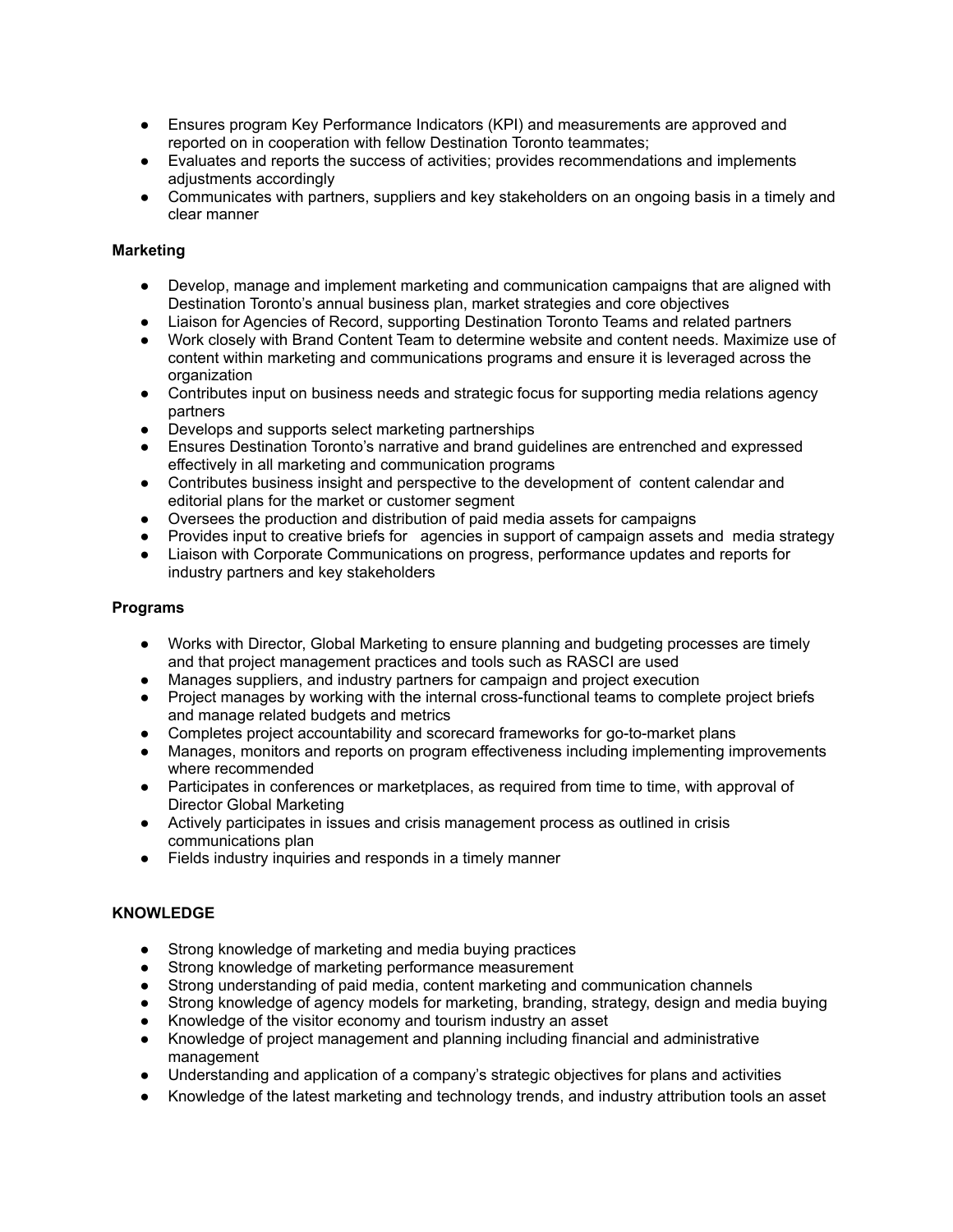- Ensures program Key Performance Indicators (KPI) and measurements are approved and reported on in cooperation with fellow Destination Toronto teammates;
- Evaluates and reports the success of activities; provides recommendations and implements adjustments accordingly
- Communicates with partners, suppliers and key stakeholders on an ongoing basis in a timely and clear manner

**Marketing**

- Develop, manage and implement marketing and communication campaigns that are aligned with Destination Toronto's annual business plan, market strategies and core objectives
- Liaison for Agencies of Record, supporting Destination Toronto Teams and related partners
- Work closely with Brand Content Team to determine website and content needs. Maximize use of content within marketing and communications programs and ensure it is leveraged across the organization
- Contributes input on business needs and strategic focus for supporting media relations agency partners
- Develops and supports select marketing partnerships
- Ensures Destination Toronto's narrative and brand guidelines are entrenched and expressed effectively in all marketing and communication programs
- Contributes business insight and perspective to the development of content calendar and editorial plans for the market or customer segment
- Oversees the production and distribution of paid media assets for campaigns
- Provides input to creative briefs for agencies in support of campaign assets and media strategy
- Liaison with Corporate Communications on progress, performance updates and reports for industry partners and key stakeholders

**Programs**

- Works with Director, Global Marketing to ensure planning and budgeting processes are timely and that project management practices and tools such as RASCI are used
- Manages suppliers, and industry partners for campaign and project execution
- Project manages by working with the internal cross-functional teams to complete project briefs and manage related budgets and metrics
- Completes project accountability and scorecard frameworks for go-to-market plans
- Manages, monitors and reports on program effectiveness including implementing improvements where recommended
- Participates in conferences or marketplaces, as required from time to time, with approval of Director Global Marketing
- Actively participates in issues and crisis management process as outlined in crisis communications plan
- Fields industry inquiries and responds in a timely manner

**KNOWLEDGE**

- Strong knowledge of marketing and media buying practices
- Strong knowledge of marketing performance measurement
- Strong understanding of paid media, content marketing and communication channels
- Strong knowledge of agency models for marketing, branding, strategy, design and media buying
- Knowledge of the visitor economy and tourism industry an asset
- Knowledge of project management and planning including financial and administrative management
- Understanding and application of a company's strategic objectives for plans and activities
- Knowledge of the latest marketing and technology trends, and industry attribution tools an asset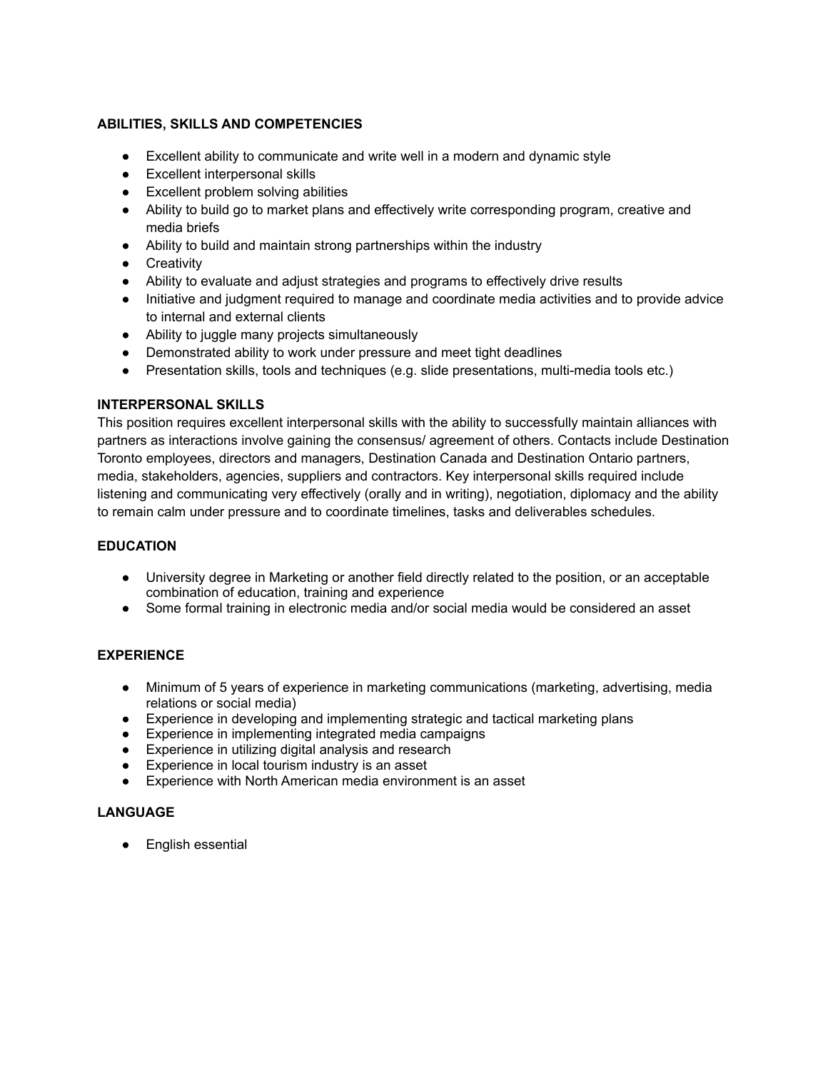### ABILITIES, SKILLS AND COMPETENCIES

- Excellent ability to communicate and write well in a modern and dynamic style
- Excellent interpersonal skills
- Excellent problem solving abilities
- Ability to build go to market plans and effectively write corresponding program, creative and media briefs
- Ability to build and maintain strong partnerships within the industry
- Creativity
- Ability to evaluate and adjust strategies and programs to effectively drive results
- Initiative and judgment required to manage and coordinate media activities and to provide advice to internal and external clients
- Ability to juggle many projects simultaneously
- Demonstrated ability to work under pressure and meet tight deadlines
- Presentation skills, tools and techniques (e.g. slide presentations, multi-media tools etc.)

### INTERPERSONAL SKILLS

This position requires excellent interpersonal skills with the ability to successfully maintain alliances with partners as interactions involve gaining the consensus/ agreement of others. Contacts include Destination Toronto employees, directors and managers, Destination Canada and Destination Ontario partners, media, stakeholders, agencies, suppliers and contractors. Key interpersonal skills required include listening and communicating very effectively (orally and in writing), negotiation, diplomacy and the ability to remain calm under pressure and to coordinate timelines, tasks and deliverables schedules.

### EDUCATION

- University degree in Marketing or another field directly related to the position, or an acceptable combination of education, training and experience
- Some formal training in electronic media and/or social media would be considered an asset

### EXPERIENCE

- Minimum of 5 years of experience in marketing communications (marketing, advertising, media relations or social media)
- Experience in developing and implementing strategic and tactical marketing plans
- Experience in implementing integrated media campaigns
- Experience in utilizing digital analysis and research
- Experience in local tourism industry is an asset
- Experience with North American media environment is an asset

### LANGUAGE

- English essential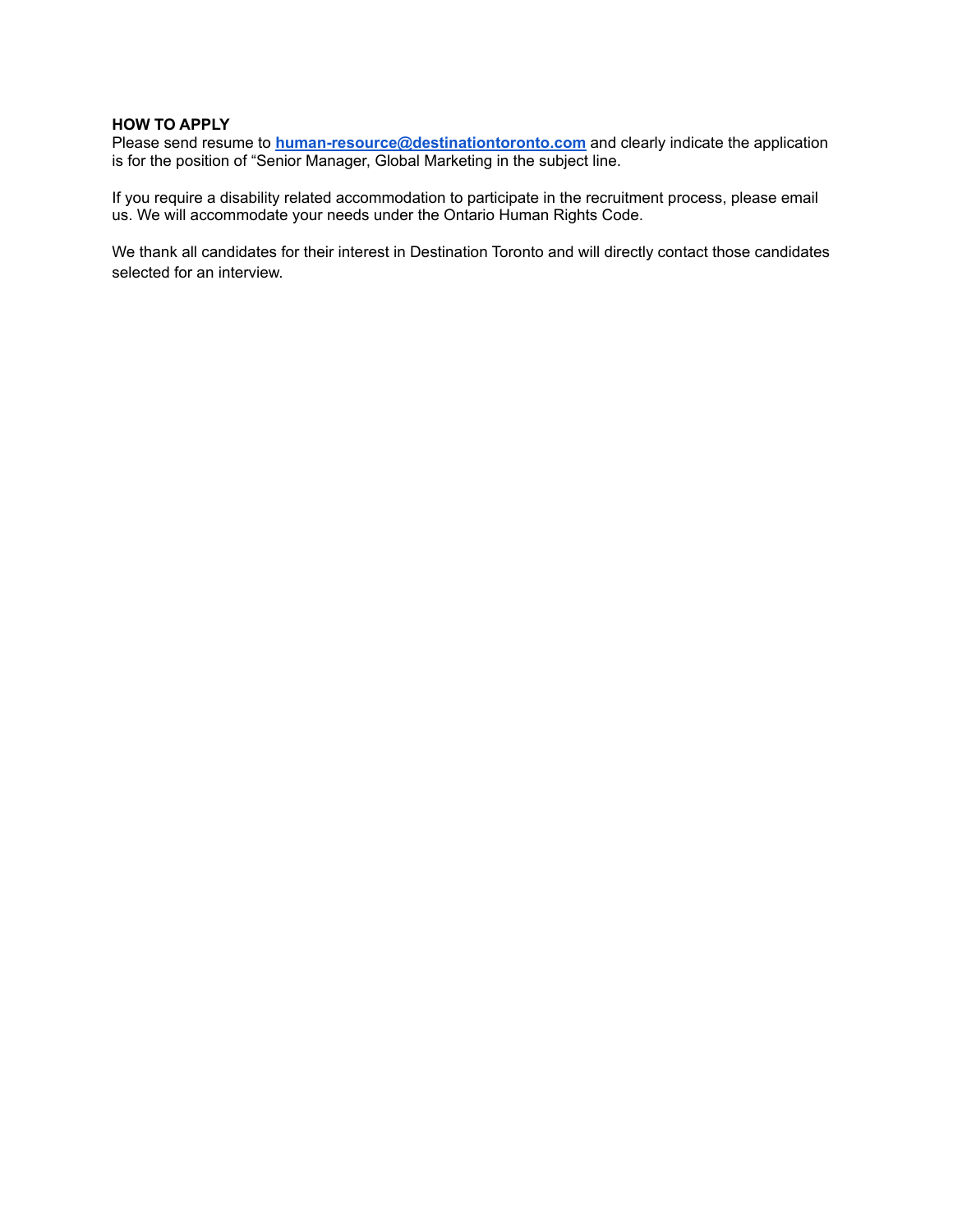**HOW TO APPLY**
Please send resume to **human-resource@destinationtoronto.com** and clearly indicate the application is for the position of "Senior Manager, Global Marketing in the subject line.

If you require a disability related accommodation to participate in the recruitment process, please email us. We will accommodate your needs under the Ontario Human Rights Code.

We thank all candidates for their interest in Destination Toronto and will directly contact those candidates selected for an interview.